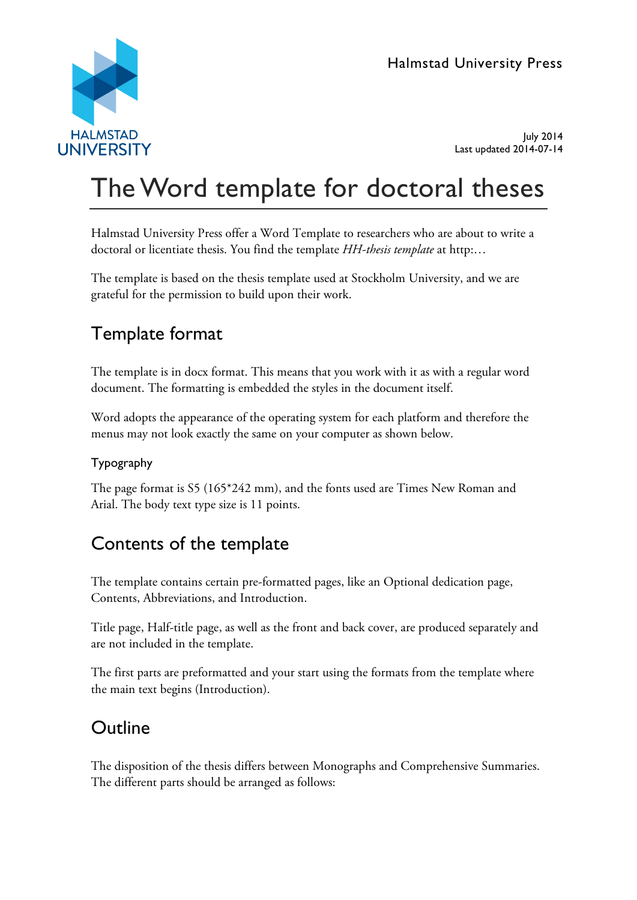Halmstad University Press

July 2014
Last updated 2014-07-14

# The Word template for doctoral theses

Halmstad University Press offer a Word Template to researchers who are about to write a doctoral or licentiate thesis. You find the template *HH-thesis template* at http:…

The template is based on the thesis template used at Stockholm University, and we are grateful for the permission to build upon their work.

## Template format

The template is in docx format. This means that you work with it as with a regular word document. The formatting is embedded the styles in the document itself.

Word adopts the appearance of the operating system for each platform and therefore the menus may not look exactly the same on your computer as shown below.

### Typography

The page format is S5 (165*242 mm), and the fonts used are Times New Roman and Arial. The body text type size is 11 points.

## Contents of the template

The template contains certain pre-formatted pages, like an Optional dedication page, Contents, Abbreviations, and Introduction.

Title page, Half-title page, as well as the front and back cover, are produced separately and are not included in the template.

The first parts are preformatted and your start using the formats from the template where the main text begins (Introduction).

## Outline

The disposition of the thesis differs between Monographs and Comprehensive Summaries. The different parts should be arranged as follows: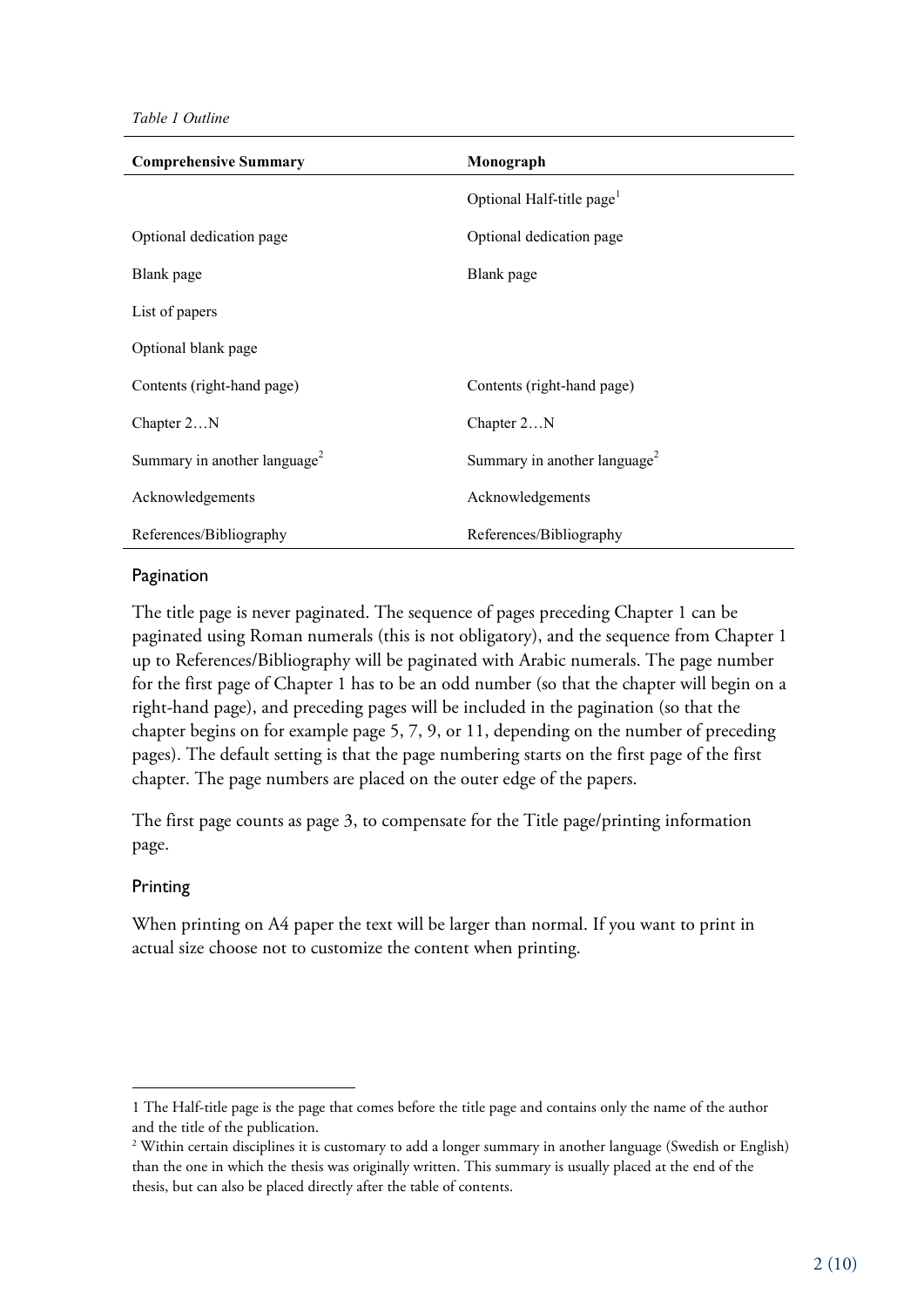*Table 1 Outline*

| Comprehensive Summary | Monograph |
|---|---|
| | Optional Half-title page[1] |
| Optional dedication page | Optional dedication page |
| Blank page | Blank page |
| List of papers | |
| Optional blank page | |
| Contents (right-hand page) | Contents (right-hand page) |
| Chapter 2…N | Chapter 2…N |
| Summary in another language[2] | Summary in another language[2] |
| Acknowledgements | Acknowledgements |
| References/Bibliography | References/Bibliography |

### Pagination

The title page is never paginated. The sequence of pages preceding Chapter 1 can be paginated using Roman numerals (this is not obligatory), and the sequence from Chapter 1 up to References/Bibliography will be paginated with Arabic numerals. The page number for the first page of Chapter 1 has to be an odd number (so that the chapter will begin on a right-hand page), and preceding pages will be included in the pagination (so that the chapter begins on for example page 5, 7, 9, or 11, depending on the number of preceding pages). The default setting is that the page numbering starts on the first page of the first chapter. The page numbers are placed on the outer edge of the papers.

The first page counts as page 3, to compensate for the Title page/printing information page.

### Printing

When printing on A4 paper the text will be larger than normal. If you want to print in actual size choose not to customize the content when printing.

---

1 The Half-title page is the page that comes before the title page and contains only the name of the author and the title of the publication.

2 Within certain disciplines it is customary to add a longer summary in another language (Swedish or English) than the one in which the thesis was originally written. This summary is usually placed at the end of the thesis, but can also be placed directly after the table of contents.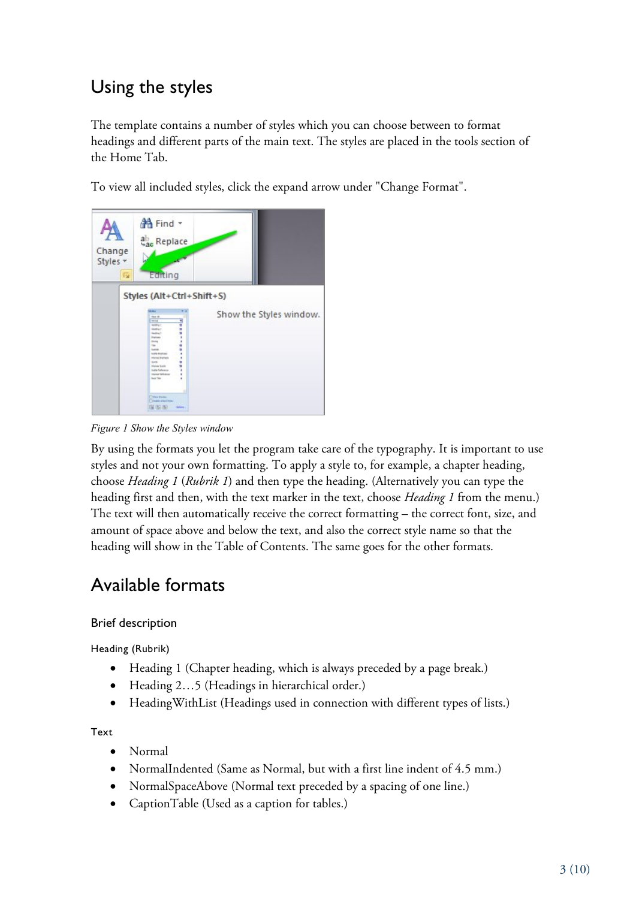## Using the styles

The template contains a number of styles which you can choose between to format headings and different parts of the main text. The styles are placed in the tools section of the Home Tab.

To view all included styles, click the expand arrow under "Change Format".

*Figure 1 Show the Styles window*

By using the formats you let the program take care of the typography. It is important to use styles and not your own formatting. To apply a style to, for example, a chapter heading, choose *Heading 1* (*Rubrik 1*) and then type the heading. (Alternatively you can type the heading first and then, with the text marker in the text, choose *Heading 1* from the menu.) The text will then automatically receive the correct formatting – the correct font, size, and amount of space above and below the text, and also the correct style name so that the heading will show in the Table of Contents. The same goes for the other formats.

## Available formats

### Brief description

#### Heading (Rubrik)

- Heading 1 (Chapter heading, which is always preceded by a page break.)
- Heading 2…5 (Headings in hierarchical order.)
- HeadingWithList (Headings used in connection with different types of lists.)

#### Text

- Normal
- NormalIndented (Same as Normal, but with a first line indent of 4.5 mm.)
- NormalSpaceAbove (Normal text preceded by a spacing of one line.)
- CaptionTable (Used as a caption for tables.)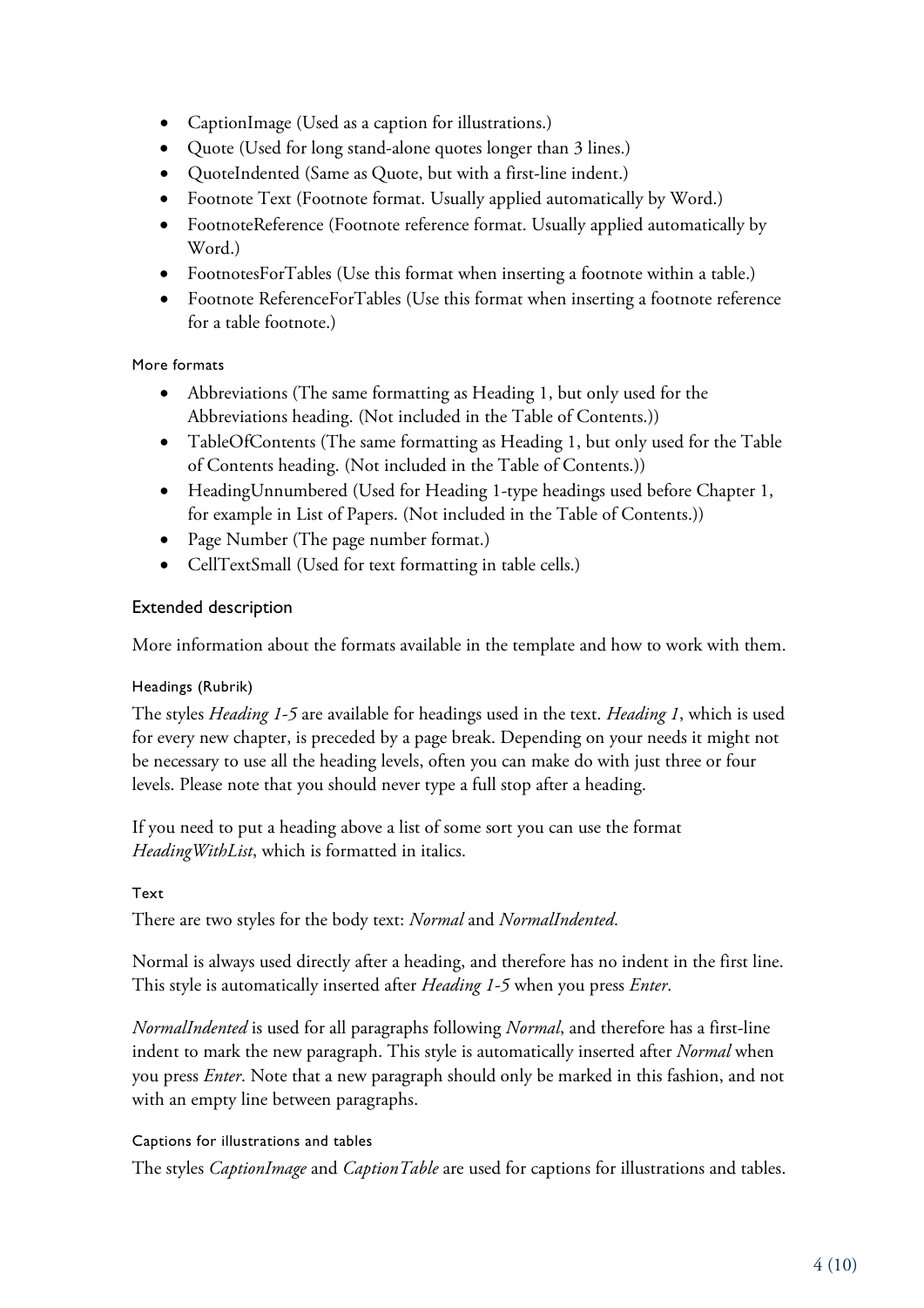- CaptionImage (Used as a caption for illustrations.)
- Quote (Used for long stand-alone quotes longer than 3 lines.)
- QuoteIndented (Same as Quote, but with a first-line indent.)
- Footnote Text (Footnote format. Usually applied automatically by Word.)
- FootnoteReference (Footnote reference format. Usually applied automatically by Word.)
- FootnotesForTables (Use this format when inserting a footnote within a table.)
- Footnote ReferenceForTables (Use this format when inserting a footnote reference for a table footnote.)

#### More formats

- Abbreviations (The same formatting as Heading 1, but only used for the Abbreviations heading. (Not included in the Table of Contents.))
- TableOfContents (The same formatting as Heading 1, but only used for the Table of Contents heading. (Not included in the Table of Contents.))
- HeadingUnnumbered (Used for Heading 1-type headings used before Chapter 1, for example in List of Papers. (Not included in the Table of Contents.))
- Page Number (The page number format.)
- CellTextSmall (Used for text formatting in table cells.)

### Extended description

More information about the formats available in the template and how to work with them.

#### Headings (Rubrik)

The styles *Heading 1-5* are available for headings used in the text. *Heading 1*, which is used for every new chapter, is preceded by a page break. Depending on your needs it might not be necessary to use all the heading levels, often you can make do with just three or four levels. Please note that you should never type a full stop after a heading.

If you need to put a heading above a list of some sort you can use the format *HeadingWithList*, which is formatted in italics.

#### Text

There are two styles for the body text: *Normal* and *NormalIndented*.

Normal is always used directly after a heading, and therefore has no indent in the first line. This style is automatically inserted after *Heading 1-5* when you press *Enter*.

*NormalIndented* is used for all paragraphs following *Normal*, and therefore has a first-line indent to mark the new paragraph. This style is automatically inserted after *Normal* when you press *Enter*. Note that a new paragraph should only be marked in this fashion, and not with an empty line between paragraphs.

#### Captions for illustrations and tables

The styles *CaptionImage* and *CaptionTable* are used for captions for illustrations and tables.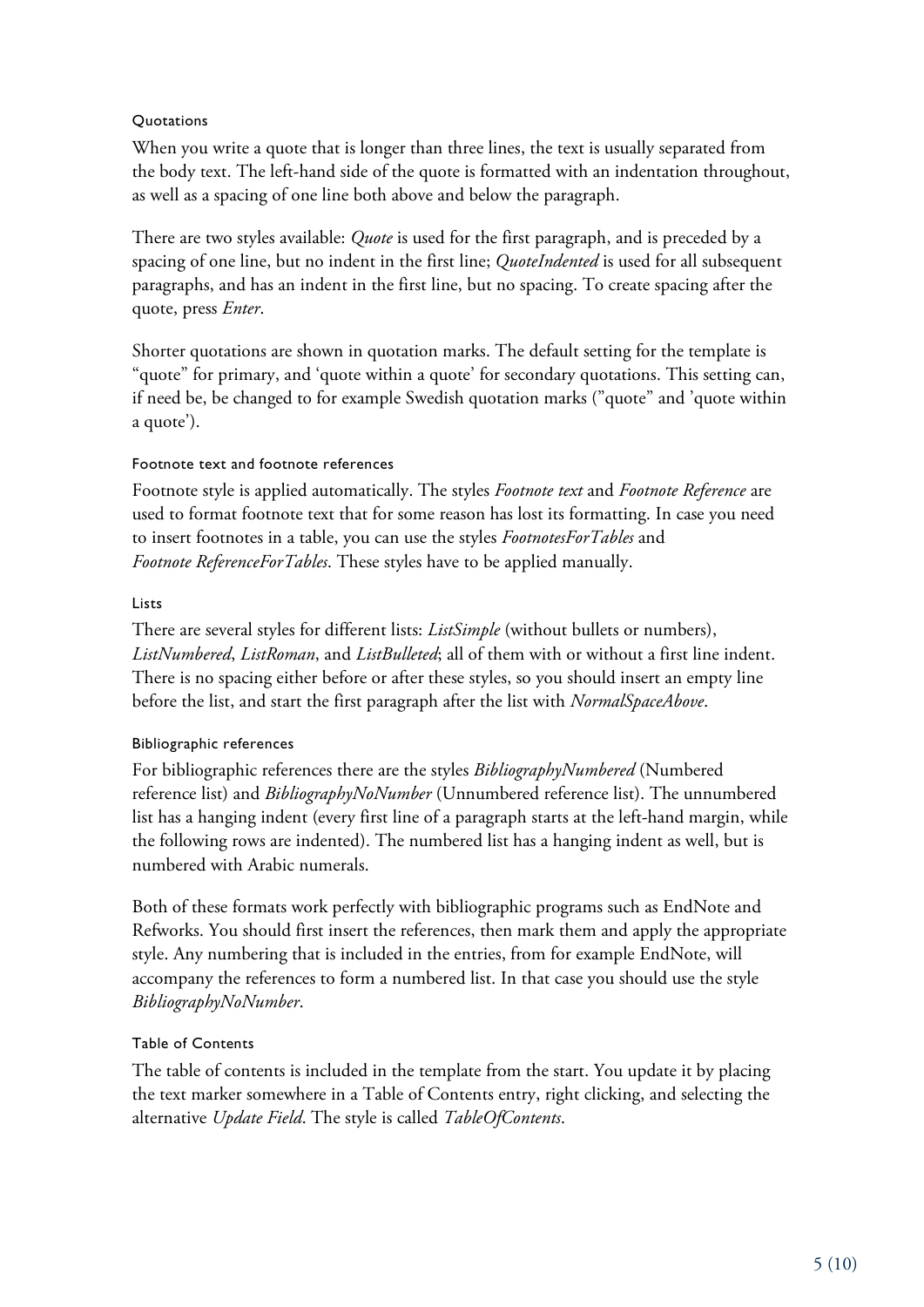### Quotations

When you write a quote that is longer than three lines, the text is usually separated from the body text. The left-hand side of the quote is formatted with an indentation throughout, as well as a spacing of one line both above and below the paragraph.

There are two styles available: *Quote* is used for the first paragraph, and is preceded by a spacing of one line, but no indent in the first line; *QuoteIndented* is used for all subsequent paragraphs, and has an indent in the first line, but no spacing. To create spacing after the quote, press *Enter*.

Shorter quotations are shown in quotation marks. The default setting for the template is “quote” for primary, and ‘quote within a quote’ for secondary quotations. This setting can, if need be, be changed to for example Swedish quotation marks (”quote” and ’quote within a quote’).

### Footnote text and footnote references

Footnote style is applied automatically. The styles *Footnote text* and *Footnote Reference* are used to format footnote text that for some reason has lost its formatting. In case you need to insert footnotes in a table, you can use the styles *FootnotesForTables* and *Footnote ReferenceForTables*. These styles have to be applied manually.

### Lists

There are several styles for different lists: *ListSimple* (without bullets or numbers), *ListNumbered*, *ListRoman*, and *ListBulleted*; all of them with or without a first line indent. There is no spacing either before or after these styles, so you should insert an empty line before the list, and start the first paragraph after the list with *NormalSpaceAbove*.

### Bibliographic references

For bibliographic references there are the styles *BibliographyNumbered* (Numbered reference list) and *BibliographyNoNumber* (Unnumbered reference list). The unnumbered list has a hanging indent (every first line of a paragraph starts at the left-hand margin, while the following rows are indented). The numbered list has a hanging indent as well, but is numbered with Arabic numerals.

Both of these formats work perfectly with bibliographic programs such as EndNote and Refworks. You should first insert the references, then mark them and apply the appropriate style. Any numbering that is included in the entries, from for example EndNote, will accompany the references to form a numbered list. In that case you should use the style *BibliographyNoNumber*.

### Table of Contents

The table of contents is included in the template from the start. You update it by placing the text marker somewhere in a Table of Contents entry, right clicking, and selecting the alternative *Update Field*. The style is called *TableOfContents*.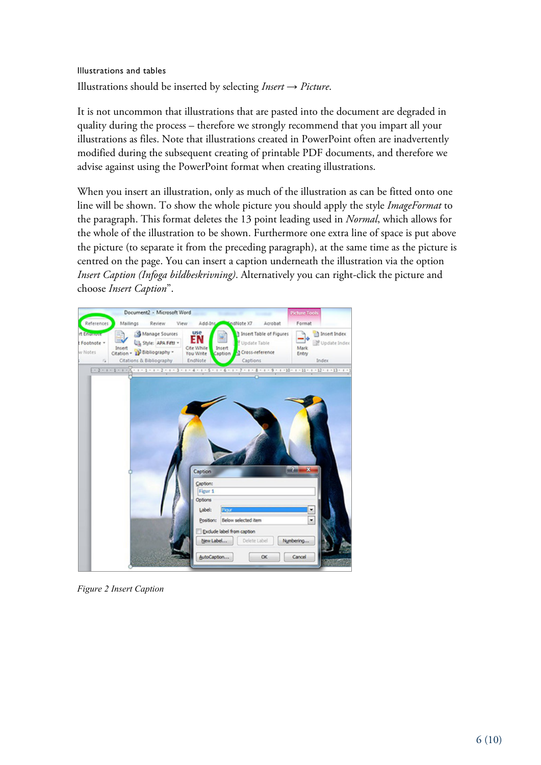### Illustrations and tables

Illustrations should be inserted by selecting *Insert* → *Picture*.

It is not uncommon that illustrations that are pasted into the document are degraded in quality during the process – therefore we strongly recommend that you impart all your illustrations as files. Note that illustrations created in PowerPoint often are inadvertently modified during the subsequent creating of printable PDF documents, and therefore we advise against using the PowerPoint format when creating illustrations.

When you insert an illustration, only as much of the illustration as can be fitted onto one line will be shown. To show the whole picture you should apply the style *ImageFormat* to the paragraph. This format deletes the 13 point leading used in *Normal*, which allows for the whole of the illustration to be shown. Furthermore one extra line of space is put above the picture (to separate it from the preceding paragraph), at the same time as the picture is centred on the page. You can insert a caption underneath the illustration via the option *Insert Caption (Infoga bildbeskrivning)*. Alternatively you can right-click the picture and choose *Insert Caption*".

*Figure 2 Insert Caption*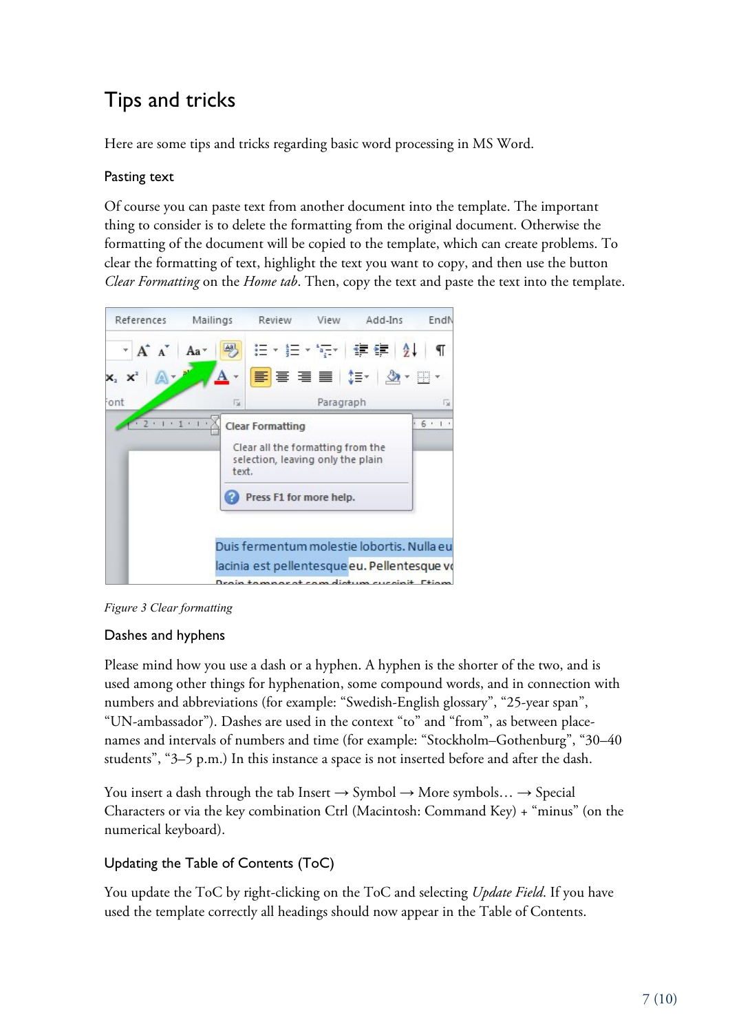# Tips and tricks

Here are some tips and tricks regarding basic word processing in MS Word.

## Pasting text

Of course you can paste text from another document into the template. The important thing to consider is to delete the formatting from the original document. Otherwise the formatting of the document will be copied to the template, which can create problems. To clear the formatting of text, highlight the text you want to copy, and then use the button *Clear Formatting* on the *Home tab*. Then, copy the text and paste the text into the template.

*Figure 3 Clear formatting*

## Dashes and hyphens

Please mind how you use a dash or a hyphen. A hyphen is the shorter of the two, and is used among other things for hyphenation, some compound words, and in connection with numbers and abbreviations (for example: “Swedish-English glossary”, “25-year span”, “UN-ambassador”). Dashes are used in the context “to” and “from”, as between place-names and intervals of numbers and time (for example: “Stockholm–Gothenburg”, “30–40 students”, “3–5 p.m.) In this instance a space is not inserted before and after the dash.

You insert a dash through the tab Insert → Symbol → More symbols… → Special Characters or via the key combination Ctrl (Macintosh: Command Key) + “minus” (on the numerical keyboard).

## Updating the Table of Contents (ToC)

You update the ToC by right-clicking on the ToC and selecting *Update Field*. If you have used the template correctly all headings should now appear in the Table of Contents.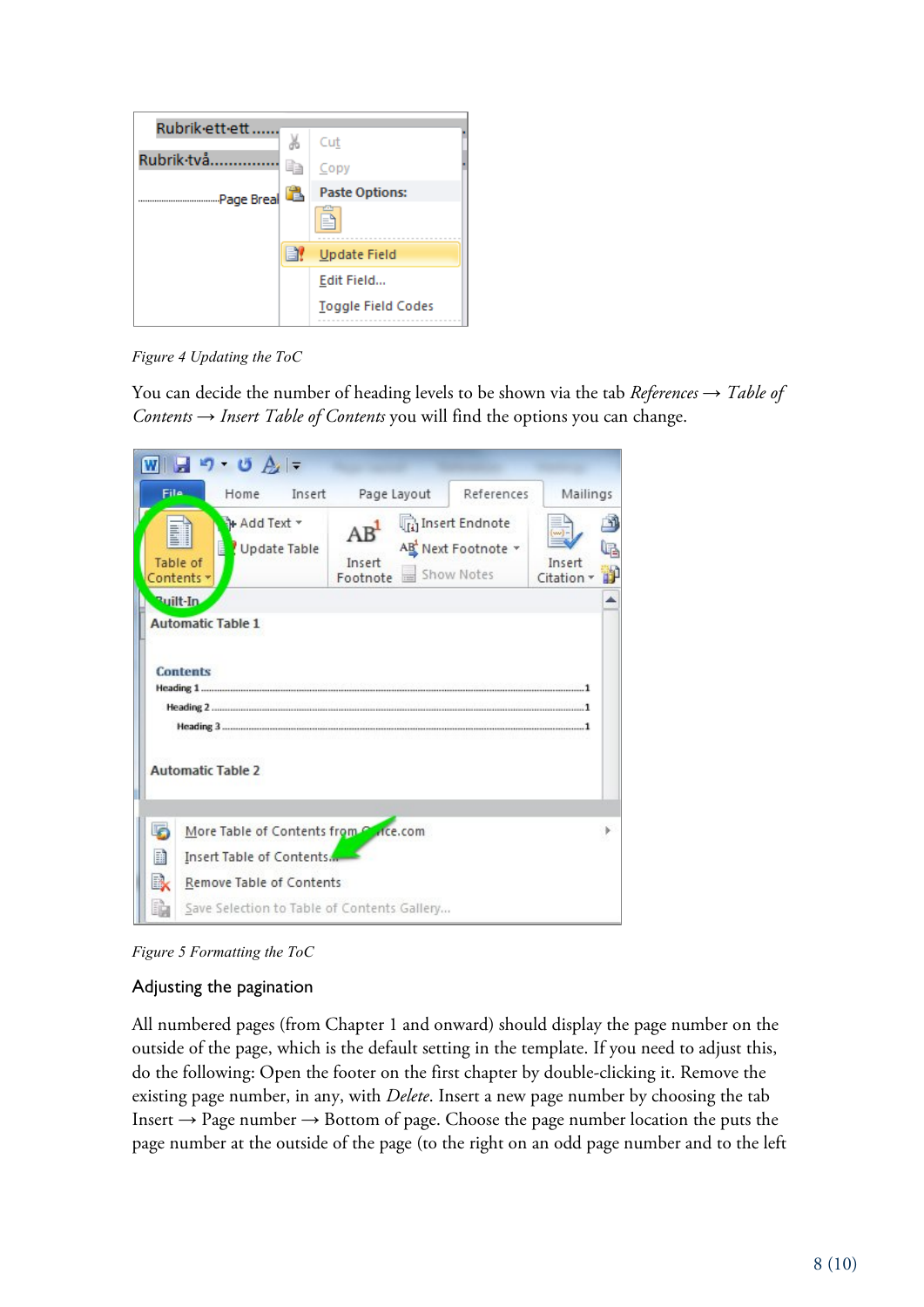*Figure 4 Updating the ToC*

You can decide the number of heading levels to be shown via the tab *References* → *Table of Contents* → *Insert Table of Contents* you will find the options you can change.

*Figure 5 Formatting the ToC*

### Adjusting the pagination

All numbered pages (from Chapter 1 and onward) should display the page number on the outside of the page, which is the default setting in the template. If you need to adjust this, do the following: Open the footer on the first chapter by double-clicking it. Remove the existing page number, in any, with *Delete*. Insert a new page number by choosing the tab Insert → Page number → Bottom of page. Choose the page number location the puts the page number at the outside of the page (to the right on an odd page number and to the left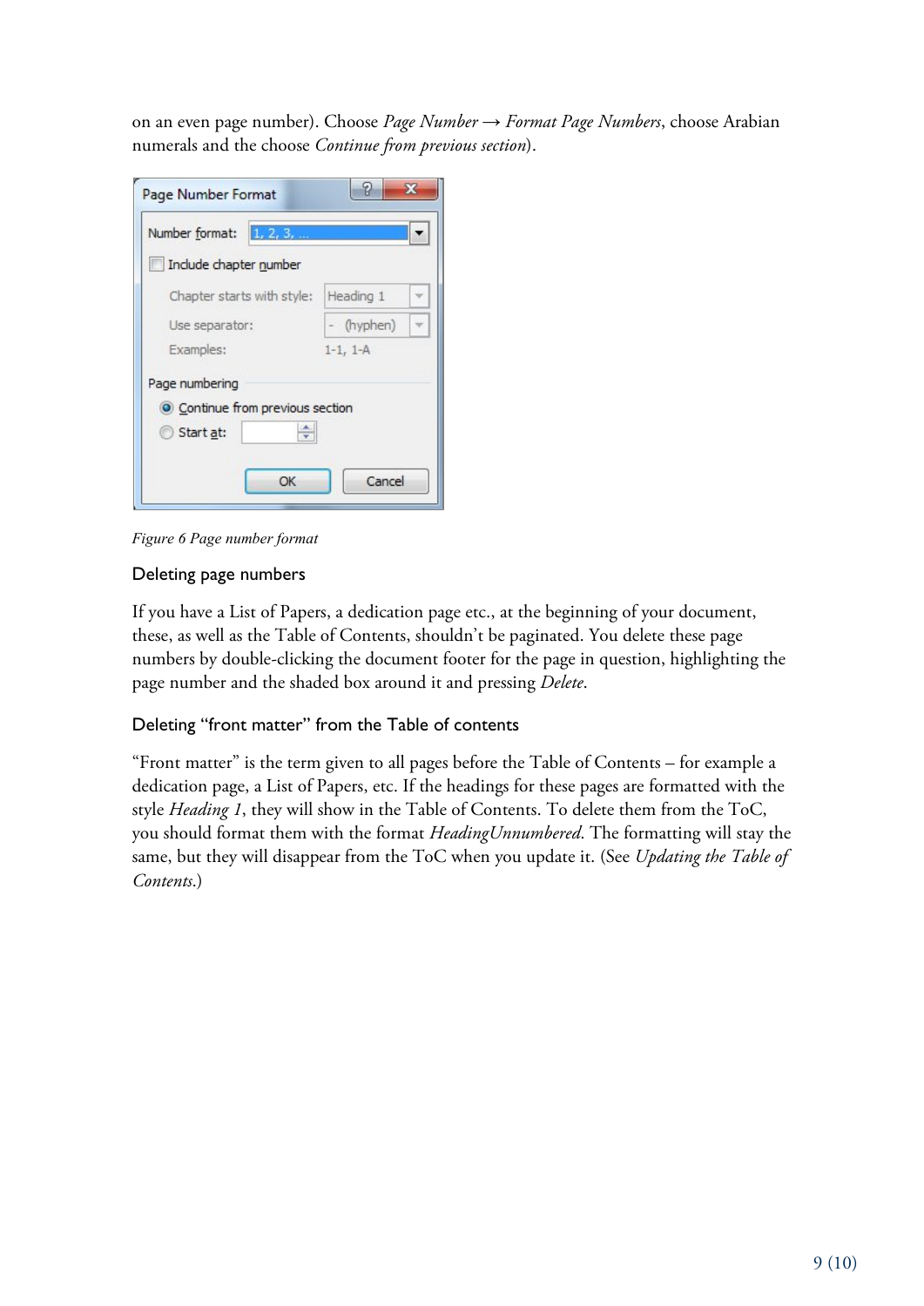on an even page number). Choose *Page Number → Format Page Numbers*, choose Arabian numerals and the choose *Continue from previous section*).

*Figure 6 Page number format*

### Deleting page numbers

If you have a List of Papers, a dedication page etc., at the beginning of your document, these, as well as the Table of Contents, shouldn't be paginated. You delete these page numbers by double-clicking the document footer for the page in question, highlighting the page number and the shaded box around it and pressing *Delete*.

### Deleting "front matter" from the Table of contents

"Front matter" is the term given to all pages before the Table of Contents – for example a dedication page, a List of Papers, etc. If the headings for these pages are formatted with the style *Heading 1*, they will show in the Table of Contents. To delete them from the ToC, you should format them with the format *HeadingUnnumbered*. The formatting will stay the same, but they will disappear from the ToC when you update it. (See *Updating the Table of Contents*.)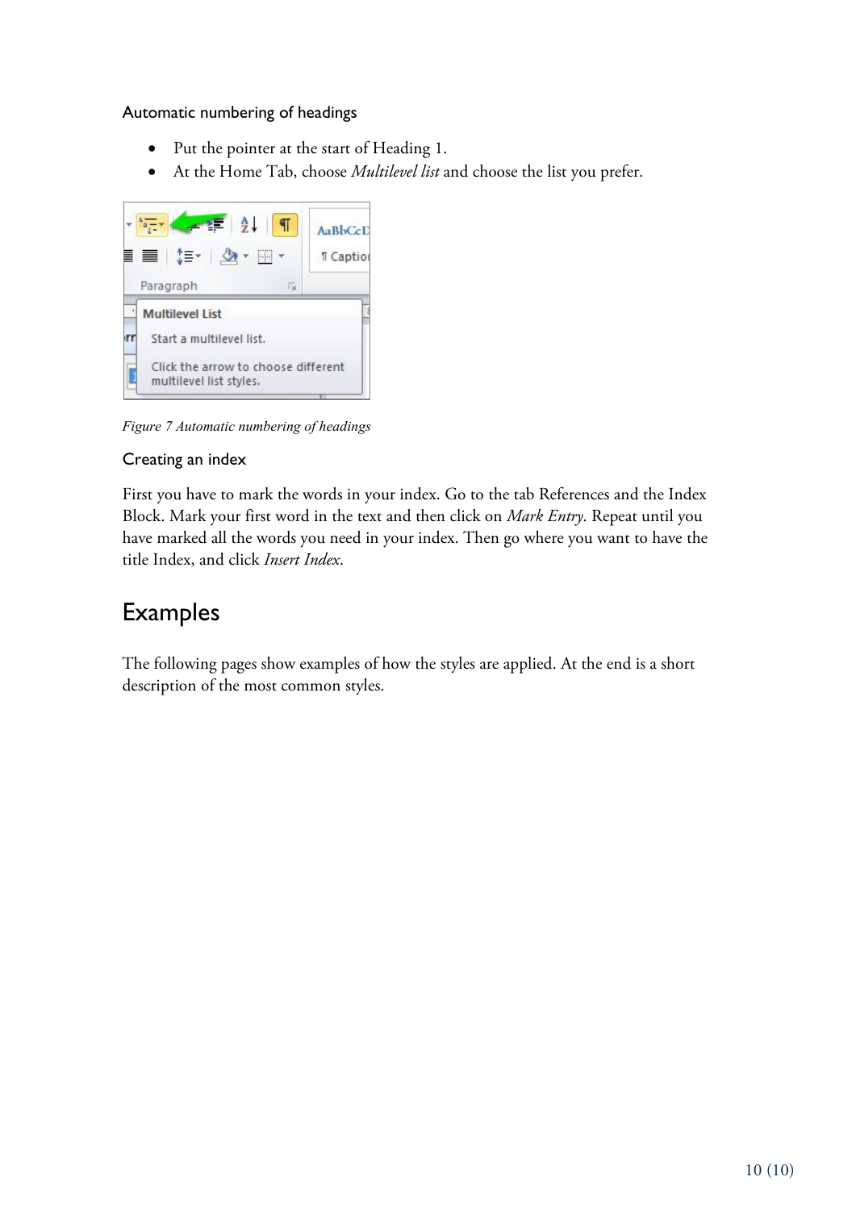### Automatic numbering of headings

- Put the pointer at the start of Heading 1.
- At the Home Tab, choose *Multilevel list* and choose the list you prefer.

*Figure 7 Automatic numbering of headings*

### Creating an index

First you have to mark the words in your index. Go to the tab References and the Index Block. Mark your first word in the text and then click on *Mark Entry*. Repeat until you have marked all the words you need in your index. Then go where you want to have the title Index, and click *Insert Index*.

## Examples

The following pages show examples of how the styles are applied. At the end is a short description of the most common styles.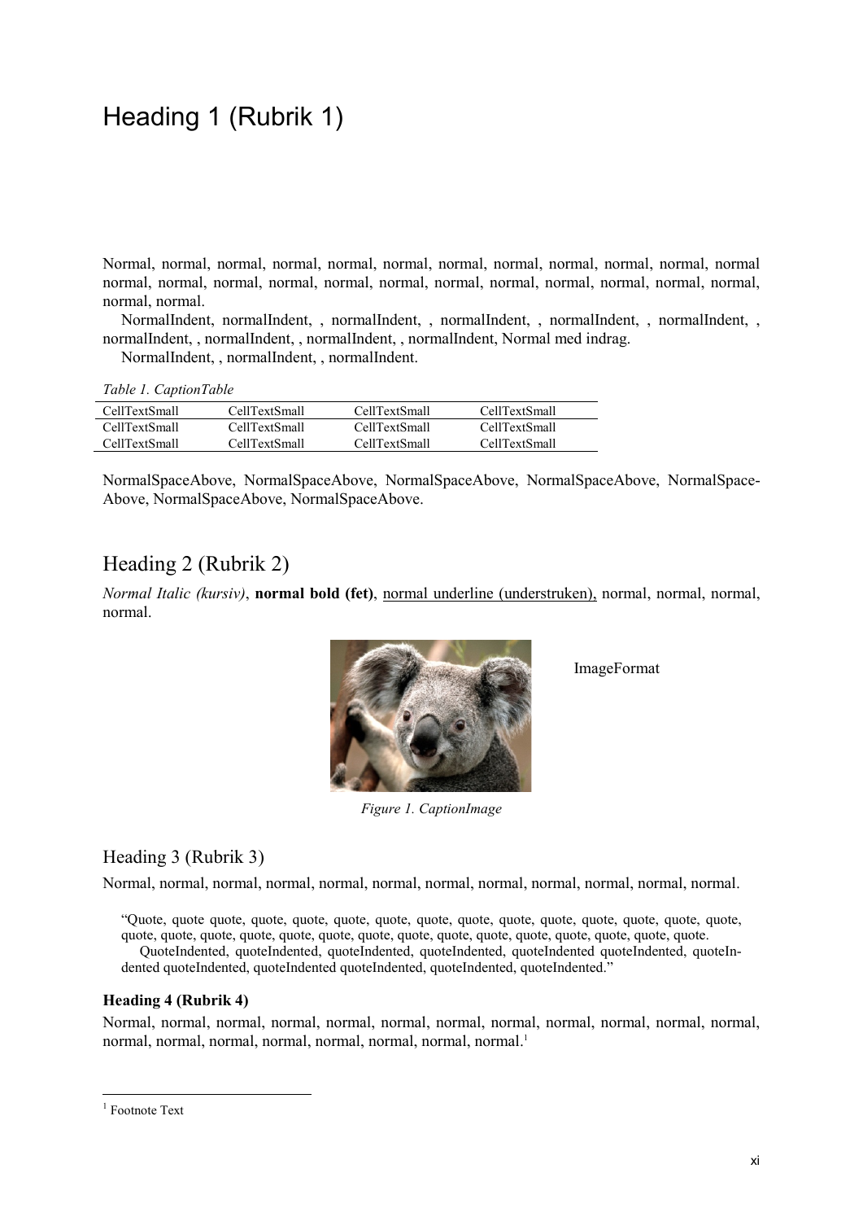# Heading 1 (Rubrik 1)

Normal, normal, normal, normal, normal, normal, normal, normal, normal, normal, normal, normal normal, normal, normal, normal, normal, normal, normal, normal, normal, normal, normal, normal, normal, normal.

NormalIndent, normalIndent, , normalIndent, , normalIndent, , normalIndent, , normalIndent, , normalIndent, , normalIndent, , normalIndent, , normalIndent, Normal med indrag.

NormalIndent, , normalIndent, , normalIndent.

*Table 1. CaptionTable*

| CellTextSmall | CellTextSmall | CellTextSmall | CellTextSmall |
|---|---|---|---|
| CellTextSmall | CellTextSmall | CellTextSmall | CellTextSmall |
| CellTextSmall | CellTextSmall | CellTextSmall | CellTextSmall |

NormalSpaceAbove, NormalSpaceAbove, NormalSpaceAbove, NormalSpaceAbove, NormalSpace-Above, NormalSpaceAbove, NormalSpaceAbove.

## Heading 2 (Rubrik 2)

*Normal Italic (kursiv)*, **normal bold (fet)**, <u>normal underline (understruken),</u> normal, normal, normal, normal.

ImageFormat

*Figure 1. CaptionImage*

### Heading 3 (Rubrik 3)

Normal, normal, normal, normal, normal, normal, normal, normal, normal, normal, normal, normal.

> "Quote, quote quote, quote, quote, quote, quote, quote, quote, quote, quote, quote, quote, quote, quote, quote, quote, quote, quote, quote, quote, quote, quote, quote, quote, quote, quote, quote, quote, quote, quote.
>
> QuoteIndented, quoteIndented, quoteIndented, quoteIndented, quoteIndented quoteIndented, quoteIndented quoteIndented, quoteIndented quoteIndented, quoteIndented, quoteIndented."

#### Heading 4 (Rubrik 4)

Normal, normal, normal, normal, normal, normal, normal, normal, normal, normal, normal, normal, normal, normal, normal, normal, normal, normal, normal, normal.[1]

[1] Footnote Text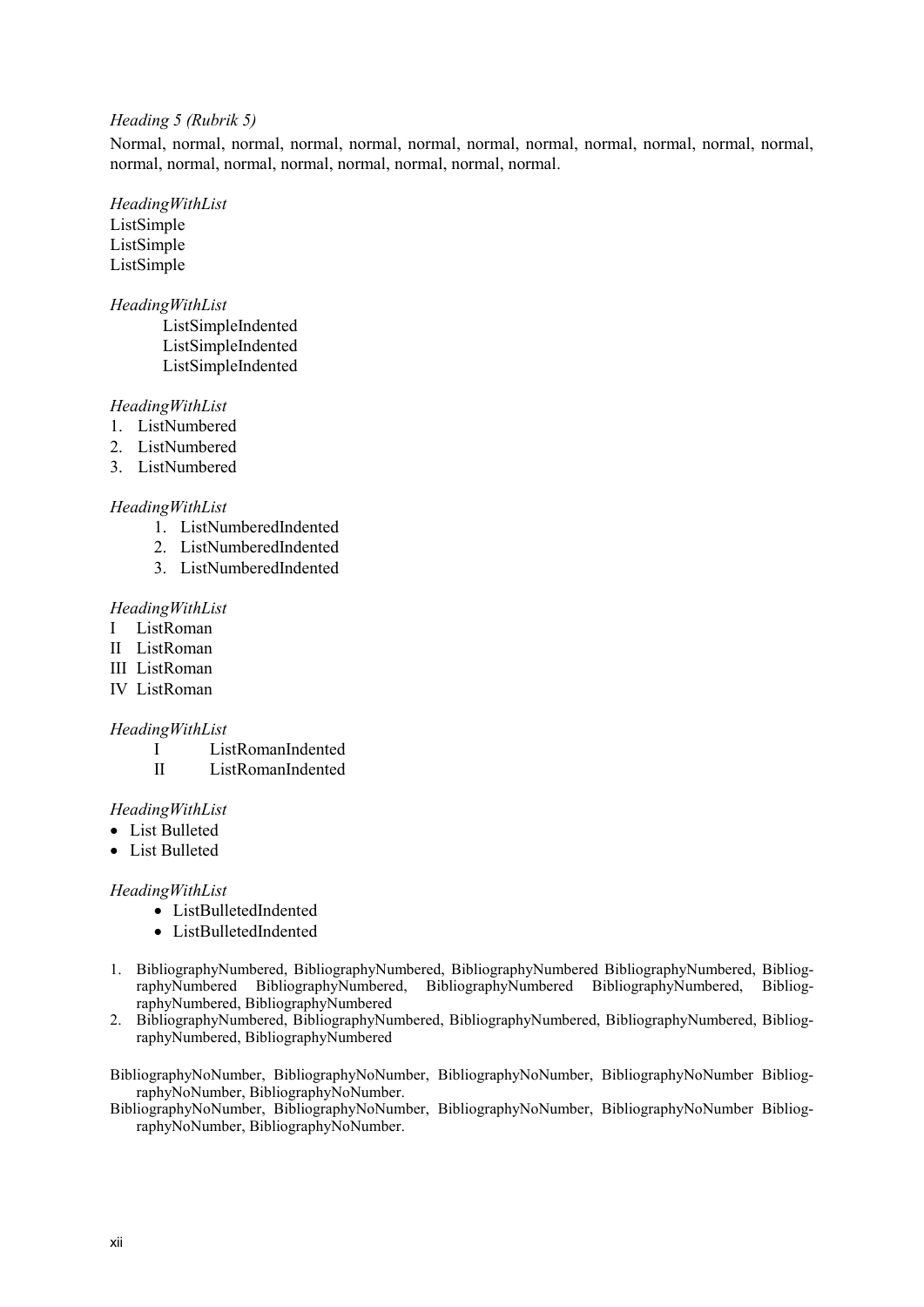##### *Heading 5 (Rubrik 5)*

Normal, normal, normal, normal, normal, normal, normal, normal, normal, normal, normal, normal, normal, normal, normal, normal, normal, normal, normal, normal.

*HeadingWithList*

ListSimple
ListSimple
ListSimple

*HeadingWithList*

    ListSimpleIndented
    ListSimpleIndented
    ListSimpleIndented

*HeadingWithList*

1. ListNumbered
2. ListNumbered
3. ListNumbered

*HeadingWithList*

   1. ListNumberedIndented
   2. ListNumberedIndented
   3. ListNumberedIndented

*HeadingWithList*

I ListRoman
II ListRoman
III ListRoman
IV ListRoman

*HeadingWithList*

    I ListRomanIndented
    II ListRomanIndented

*HeadingWithList*

- List Bulleted
- List Bulleted

*HeadingWithList*

   - ListBulletedIndented
   - ListBulletedIndented

1. BibliographyNumbered, BibliographyNumbered, BibliographyNumbered BibliographyNumbered, BibliographyNumbered BibliographyNumbered, BibliographyNumbered BibliographyNumbered, BibliographyNumbered, BibliographyNumbered
2. BibliographyNumbered, BibliographyNumbered, BibliographyNumbered, BibliographyNumbered, BibliographyNumbered, BibliographyNumbered

BibliographyNoNumber, BibliographyNoNumber, BibliographyNoNumber, BibliographyNoNumber BibliographyNoNumber, BibliographyNoNumber.

BibliographyNoNumber, BibliographyNoNumber, BibliographyNoNumber, BibliographyNoNumber BibliographyNoNumber, BibliographyNoNumber.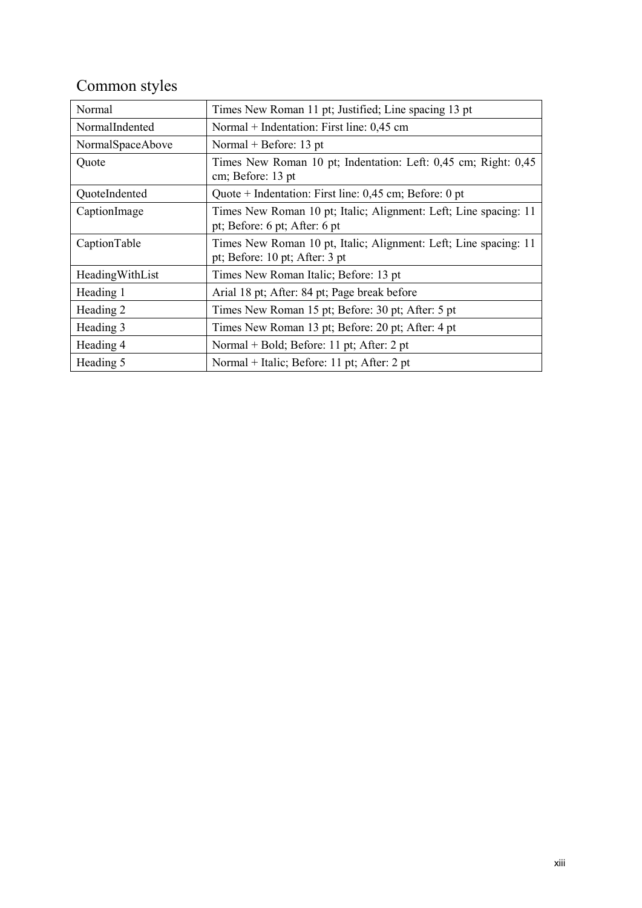# Common styles

| | |
|---|---|
| Normal | Times New Roman 11 pt; Justified; Line spacing 13 pt |
| NormalIndented | Normal + Indentation: First line: 0,45 cm |
| NormalSpaceAbove | Normal + Before: 13 pt |
| Quote | Times New Roman 10 pt; Indentation: Left: 0,45 cm; Right: 0,45 cm; Before: 13 pt |
| QuoteIndented | Quote + Indentation: First line: 0,45 cm; Before: 0 pt |
| CaptionImage | Times New Roman 10 pt; Italic; Alignment: Left; Line spacing: 11 pt; Before: 6 pt; After: 6 pt |
| CaptionTable | Times New Roman 10 pt, Italic; Alignment: Left; Line spacing: 11 pt; Before: 10 pt; After: 3 pt |
| HeadingWithList | Times New Roman Italic; Before: 13 pt |
| Heading 1 | Arial 18 pt; After: 84 pt; Page break before |
| Heading 2 | Times New Roman 15 pt; Before: 30 pt; After: 5 pt |
| Heading 3 | Times New Roman 13 pt; Before: 20 pt; After: 4 pt |
| Heading 4 | Normal + Bold; Before: 11 pt; After: 2 pt |
| Heading 5 | Normal + Italic; Before: 11 pt; After: 2 pt |